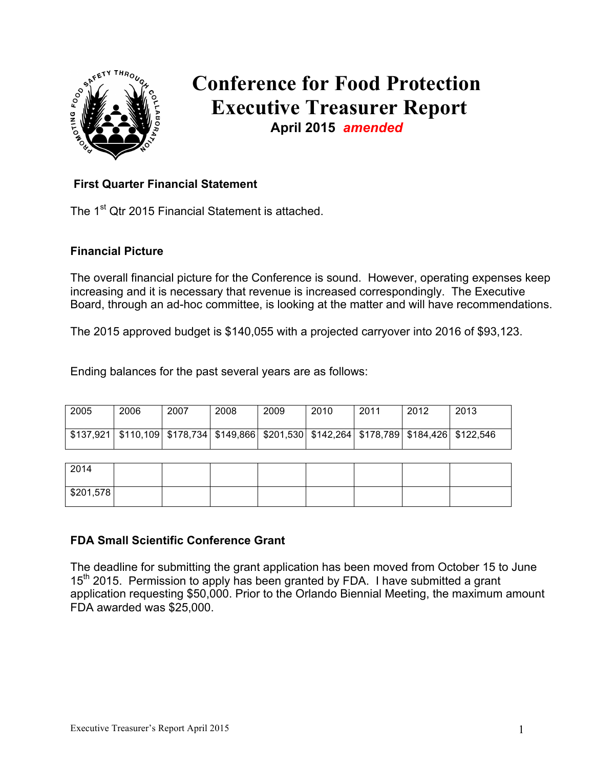# Conference for Food Protection Executive Treasurer Report

**April 2015** ***amended***

**First Quarter Financial Statement**

The 1st Qtr 2015 Financial Statement is attached.

**Financial Picture**

The overall financial picture for the Conference is sound. However, operating expenses keep increasing and it is necessary that revenue is increased correspondingly. The Executive Board, through an ad-hoc committee, is looking at the matter and will have recommendations.

The 2015 approved budget is $140,055 with a projected carryover into 2016 of $93,123.

Ending balances for the past several years are as follows:

| 2005 | 2006 | 2007 | 2008 | 2009 | 2010 | 2011 | 2012 | 2013 |
|---|---|---|---|---|---|---|---|---|
| $137,921 | $110,109 | $178,734 | $149,866 | $201,530 | $142,264 | $178,789 | $184,426 | $122,546 |
| 2014 | | | | | | | | |
| $201,578 | | | | | | | | |

**FDA Small Scientific Conference Grant**

The deadline for submitting the grant application has been moved from October 15 to June 15th 2015. Permission to apply has been granted by FDA. I have submitted a grant application requesting $50,000. Prior to the Orlando Biennial Meeting, the maximum amount FDA awarded was $25,000.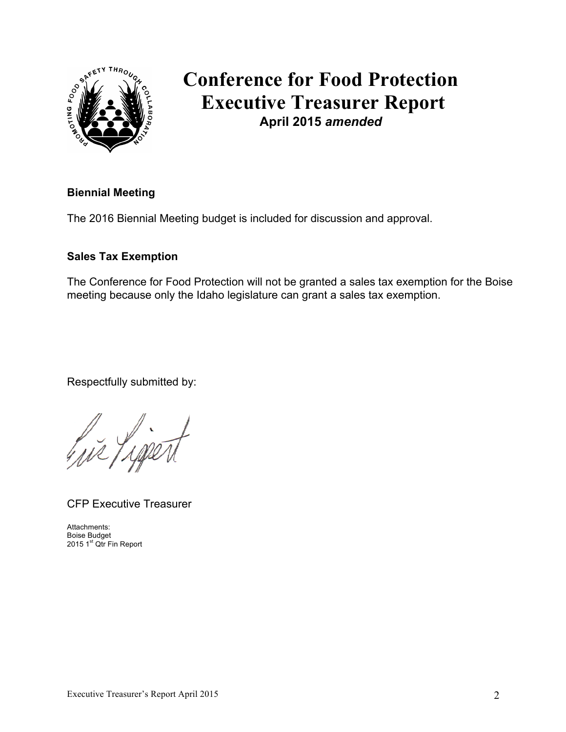# Conference for Food Protection Executive Treasurer Report

**April 2015 *amended***

**Biennial Meeting**

The 2016 Biennial Meeting budget is included for discussion and approval.

**Sales Tax Exemption**

The Conference for Food Protection will not be granted a sales tax exemption for the Boise meeting because only the Idaho legislature can grant a sales tax exemption.

Respectfully submitted by:

CFP Executive Treasurer

Attachments:
Boise Budget
2015 1st Qtr Fin Report